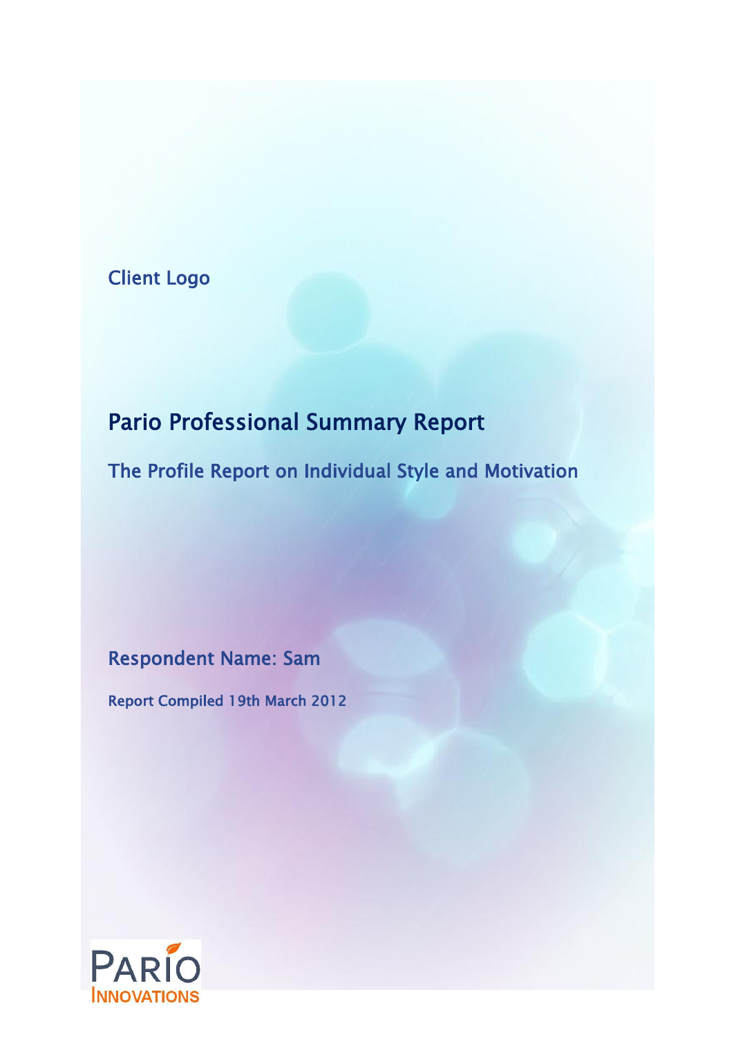Client Logo

# Pario Professional Summary Report

## The Profile Report on Individual Style and Motivation

### Respondent Name: Sam

**Report Compiled 19th March 2012**

PARIO INNOVATIONS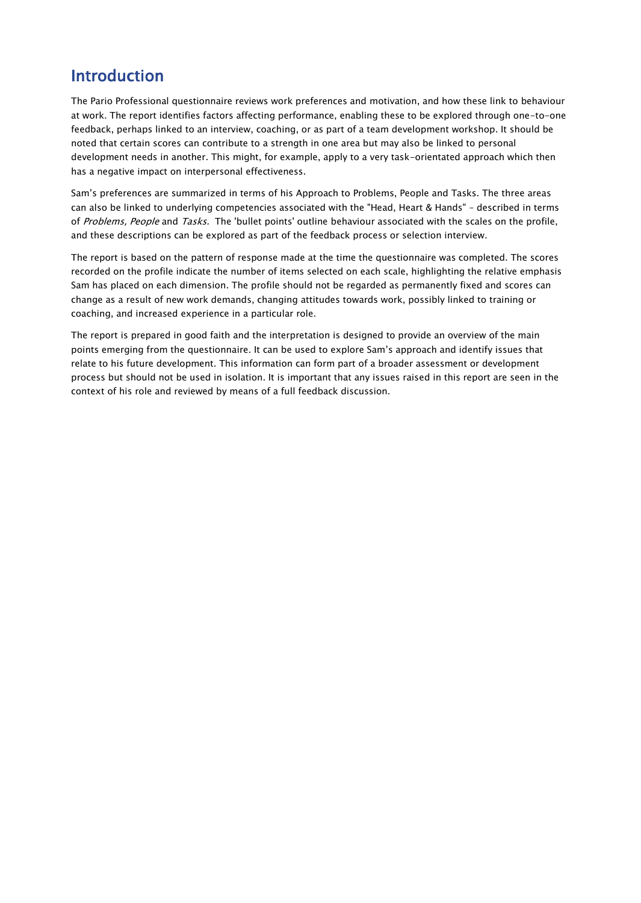## Introduction

The Pario Professional questionnaire reviews work preferences and motivation, and how these link to behaviour at work. The report identifies factors affecting performance, enabling these to be explored through one-to-one feedback, perhaps linked to an interview, coaching, or as part of a team development workshop. It should be noted that certain scores can contribute to a strength in one area but may also be linked to personal development needs in another. This might, for example, apply to a very task-orientated approach which then has a negative impact on interpersonal effectiveness.

Sam's preferences are summarized in terms of his Approach to Problems, People and Tasks. The three areas can also be linked to underlying competencies associated with the "Head, Heart & Hands" - described in terms of *Problems, People* and *Tasks.* The 'bullet points' outline behaviour associated with the scales on the profile, and these descriptions can be explored as part of the feedback process or selection interview.

The report is based on the pattern of response made at the time the questionnaire was completed. The scores recorded on the profile indicate the number of items selected on each scale, highlighting the relative emphasis Sam has placed on each dimension. The profile should not be regarded as permanently fixed and scores can change as a result of new work demands, changing attitudes towards work, possibly linked to training or coaching, and increased experience in a particular role.

The report is prepared in good faith and the interpretation is designed to provide an overview of the main points emerging from the questionnaire. It can be used to explore Sam's approach and identify issues that relate to his future development. This information can form part of a broader assessment or development process but should not be used in isolation. It is important that any issues raised in this report are seen in the context of his role and reviewed by means of a full feedback discussion.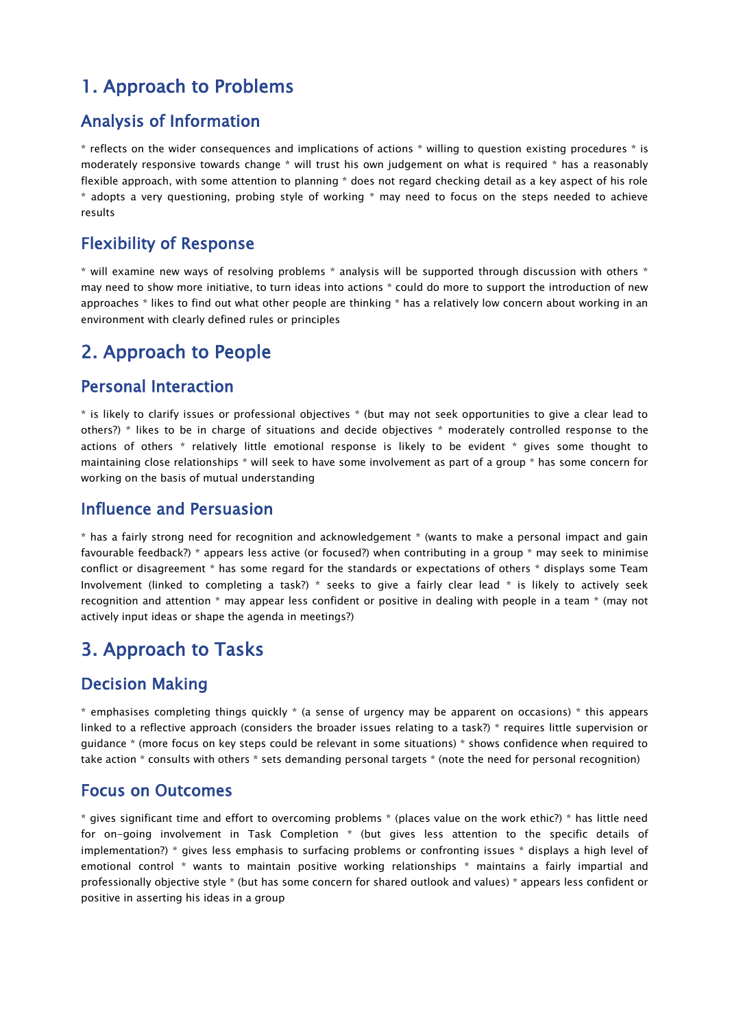# 1. Approach to Problems

## Analysis of Information

* reflects on the wider consequences and implications of actions * willing to question existing procedures * is moderately responsive towards change * will trust his own judgement on what is required * has a reasonably flexible approach, with some attention to planning * does not regard checking detail as a key aspect of his role * adopts a very questioning, probing style of working * may need to focus on the steps needed to achieve results

## Flexibility of Response

* will examine new ways of resolving problems * analysis will be supported through discussion with others * may need to show more initiative, to turn ideas into actions * could do more to support the introduction of new approaches * likes to find out what other people are thinking * has a relatively low concern about working in an environment with clearly defined rules or principles

# 2. Approach to People

## Personal Interaction

* is likely to clarify issues or professional objectives * (but may not seek opportunities to give a clear lead to others?) * likes to be in charge of situations and decide objectives * moderately controlled response to the actions of others * relatively little emotional response is likely to be evident * gives some thought to maintaining close relationships * will seek to have some involvement as part of a group * has some concern for working on the basis of mutual understanding

## Influence and Persuasion

* has a fairly strong need for recognition and acknowledgement * (wants to make a personal impact and gain favourable feedback?) * appears less active (or focused?) when contributing in a group * may seek to minimise conflict or disagreement * has some regard for the standards or expectations of others * displays some Team Involvement (linked to completing a task?) * seeks to give a fairly clear lead * is likely to actively seek recognition and attention * may appear less confident or positive in dealing with people in a team * (may not actively input ideas or shape the agenda in meetings?)

# 3. Approach to Tasks

## Decision Making

* emphasises completing things quickly * (a sense of urgency may be apparent on occasions) * this appears linked to a reflective approach (considers the broader issues relating to a task?) * requires little supervision or guidance * (more focus on key steps could be relevant in some situations) * shows confidence when required to take action * consults with others * sets demanding personal targets * (note the need for personal recognition)

## Focus on Outcomes

* gives significant time and effort to overcoming problems * (places value on the work ethic?) * has little need for on-going involvement in Task Completion * (but gives less attention to the specific details of implementation?) * gives less emphasis to surfacing problems or confronting issues * displays a high level of emotional control * wants to maintain positive working relationships * maintains a fairly impartial and professionally objective style * (but has some concern for shared outlook and values) * appears less confident or positive in asserting his ideas in a group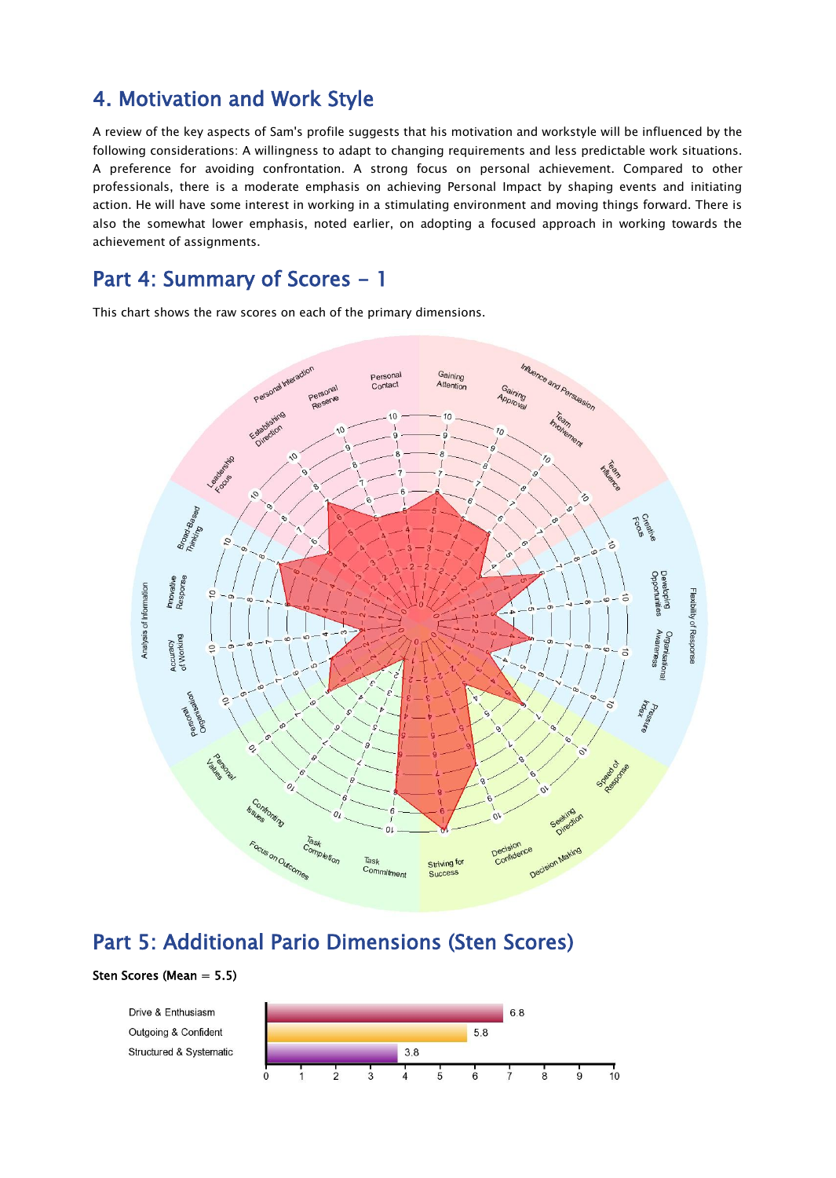## 4. Motivation and Work Style

A review of the key aspects of Sam's profile suggests that his motivation and workstyle will be influenced by the following considerations: A willingness to adapt to changing requirements and less predictable work situations. A preference for avoiding confrontation. A strong focus on personal achievement. Compared to other professionals, there is a moderate emphasis on achieving Personal Impact by shaping events and initiating action. He will have some interest in working in a stimulating environment and moving things forward. There is also the somewhat lower emphasis, noted earlier, on adopting a focused approach in working towards the achievement of assignments.

## Part 4: Summary of Scores - 1

This chart shows the raw scores on each of the primary dimensions.

Personal Interaction: Personal Reserve, Establishing Direction, Leadership Focus, Personal Contact

Influence and Persuasion: Gaining Attention, Gaining Approval, Team Involvement, Team Influence

Flexibility of Response: Creative Focus, Developing Opportunities, Organisational Awareness, Pressure Index

Decision Making: Speed of Response, Seeking Direction, Decision Confidence, Striving for Success

Focus on Outcomes: Task Commitment, Task Completion, Confronting Issues, Personal Values

Analysis of Information: Personal Organisation, Accuracy of Working, Innovative Response, Broad-Based Thinking

## Part 5: Additional Pario Dimensions (Sten Scores)

**Sten Scores (Mean = 5.5)**

Drive & Enthusiasm 6.8

Outgoing & Confident 5.8

Structured & Systematic 3.8

0 1 2 3 4 5 6 7 8 9 10